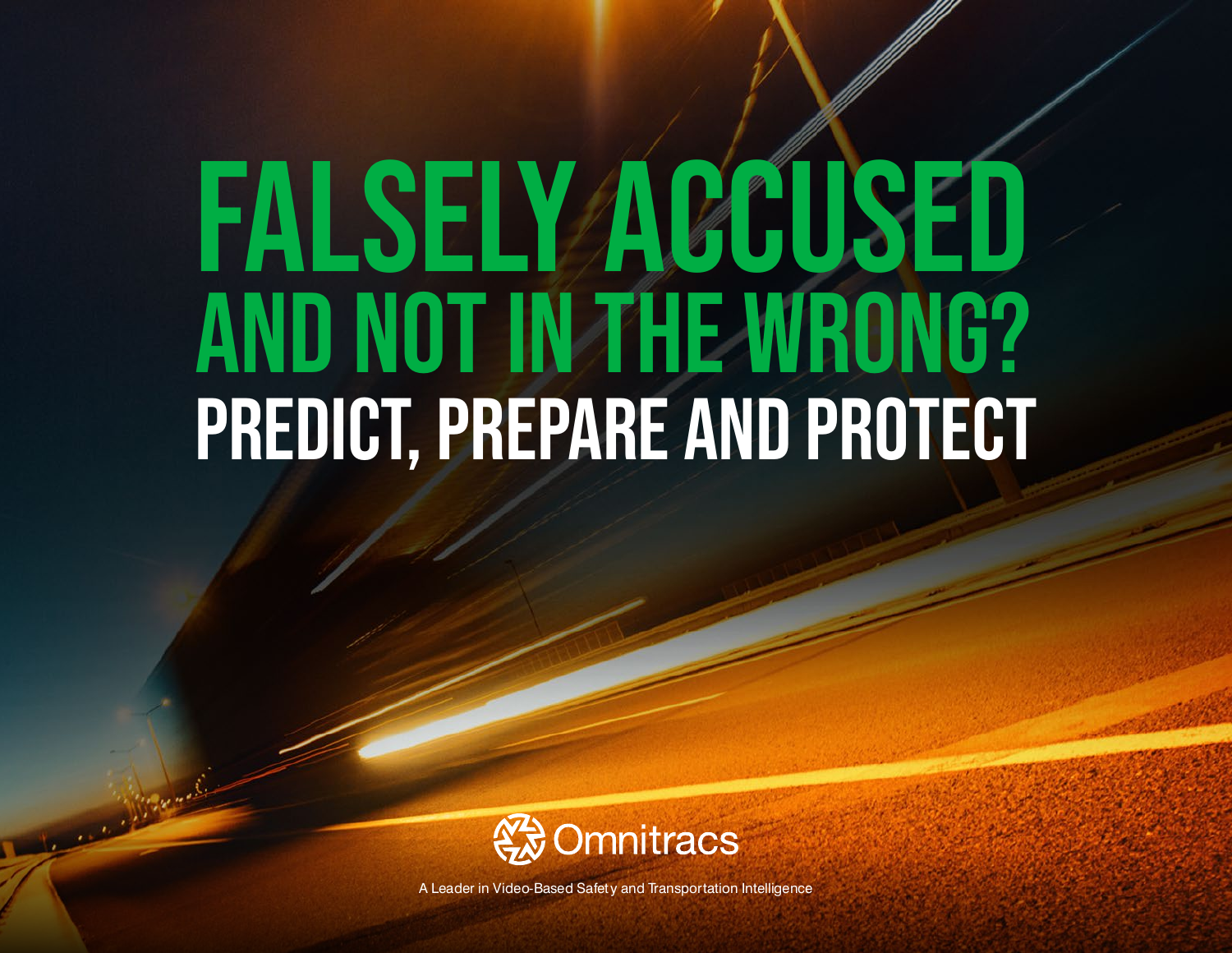# FALSELY ACCUSED AND NOT IN THE WRONG?

## PREDICT, PREPARE AND PROTECT

Omnitracs

A Leader in Video-Based Safety and Transportation Intelligence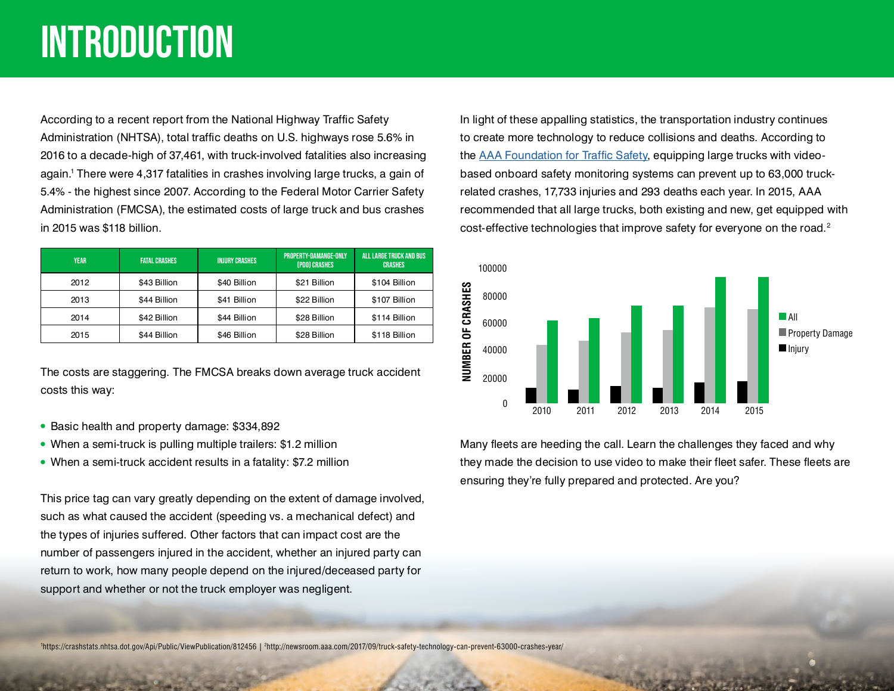# INTRODUCTION

According to a recent report from the National Highway Traffic Safety Administration (NHTSA), total traffic deaths on U.S. highways rose 5.6% in 2016 to a decade-high of 37,461, with truck-involved fatalities also increasing again.[1] There were 4,317 fatalities in crashes involving large trucks, a gain of 5.4% - the highest since 2007. According to the Federal Motor Carrier Safety Administration (FMCSA), the estimated costs of large truck and bus crashes in 2015 was $118 billion.

| YEAR | FATAL CRASHES | INJURY CRASHES | PROPERTY-DAMANGE-ONLY (PDO) CRASHES | ALL LARGE TRUCK AND BUS CRASHES |
|---|---|---|---|---|
| 2012 | $43 Billion | $40 Billion | $21 Billion | $104 Billion |
| 2013 | $44 Billion | $41 Billion | $22 Billion | $107 Billion |
| 2014 | $42 Billion | $44 Billion | $28 Billion | $114 Billion |
| 2015 | $44 Billion | $46 Billion | $28 Billion | $118 Billion |

The costs are staggering. The FMCSA breaks down average truck accident costs this way:

- Basic health and property damage: $334,892
- When a semi-truck is pulling multiple trailers: $1.2 million
- When a semi-truck accident results in a fatality: $7.2 million

This price tag can vary greatly depending on the extent of damage involved, such as what caused the accident (speeding vs. a mechanical defect) and the types of injuries suffered. Other factors that can impact cost are the number of passengers injured in the accident, whether an injured party can return to work, how many people depend on the injured/deceased party for support and whether or not the truck employer was negligent.

In light of these appalling statistics, the transportation industry continues to create more technology to reduce collisions and deaths. According to the AAA Foundation for Traffic Safety, equipping large trucks with video-based onboard safety monitoring systems can prevent up to 63,000 truck-related crashes, 17,733 injuries and 293 deaths each year. In 2015, AAA recommended that all large trucks, both existing and new, get equipped with cost-effective technologies that improve safety for everyone on the road.[2]

NUMBER OF CRASHES
100000
80000
60000
40000
20000
0
2010
2011
2012
2013
2014
2015
All
Property Damage
Injury

Many fleets are heeding the call. Learn the challenges they faced and why they made the decision to use video to make their fleet safer. These fleets are ensuring they're fully prepared and protected. Are you?

[1]https://crashstats.nhtsa.dot.gov/Api/Public/ViewPublication/812456 | [2]http://newsroom.aaa.com/2017/09/truck-safety-technology-can-prevent-63000-crashes-year/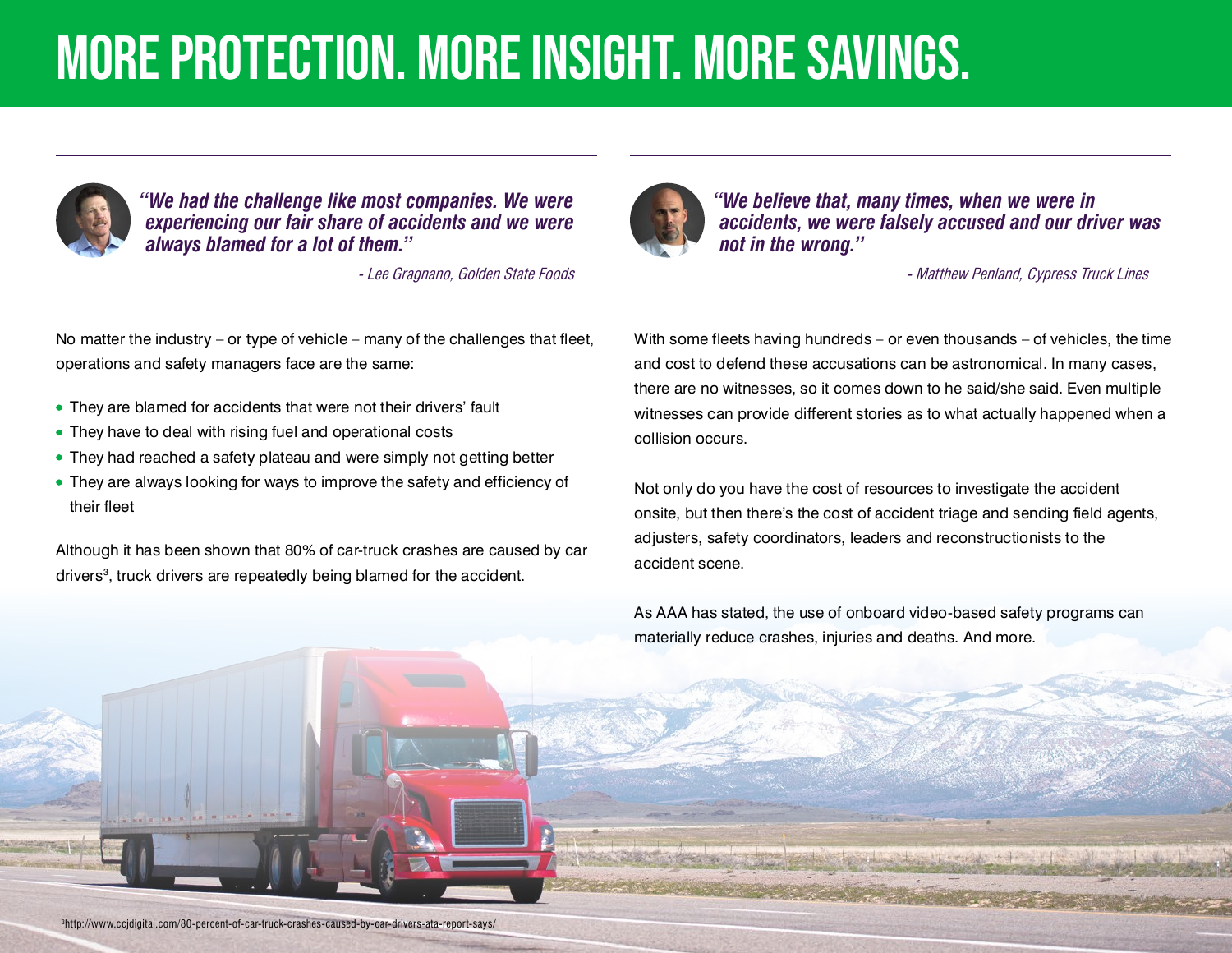# MORE PROTECTION. MORE INSIGHT. MORE SAVINGS.

*"We had the challenge like most companies. We were experiencing our fair share of accidents and we were always blamed for a lot of them."*

*- Lee Gragnano, Golden State Foods*

No matter the industry – or type of vehicle – many of the challenges that fleet, operations and safety managers face are the same:

- They are blamed for accidents that were not their drivers' fault
- They have to deal with rising fuel and operational costs
- They had reached a safety plateau and were simply not getting better
- They are always looking for ways to improve the safety and efficiency of their fleet

Although it has been shown that 80% of car-truck crashes are caused by car drivers[3], truck drivers are repeatedly being blamed for the accident.

*"We believe that, many times, when we were in accidents, we were falsely accused and our driver was not in the wrong."*

*- Matthew Penland, Cypress Truck Lines*

With some fleets having hundreds – or even thousands – of vehicles, the time and cost to defend these accusations can be astronomical. In many cases, there are no witnesses, so it comes down to he said/she said. Even multiple witnesses can provide different stories as to what actually happened when a collision occurs.

Not only do you have the cost of resources to investigate the accident onsite, but then there's the cost of accident triage and sending field agents, adjusters, safety coordinators, leaders and reconstructionists to the accident scene.

As AAA has stated, the use of onboard video-based safety programs can materially reduce crashes, injuries and deaths. And more.

[3] http://www.ccjdigital.com/80-percent-of-car-truck-crashes-caused-by-car-drivers-ata-report-says/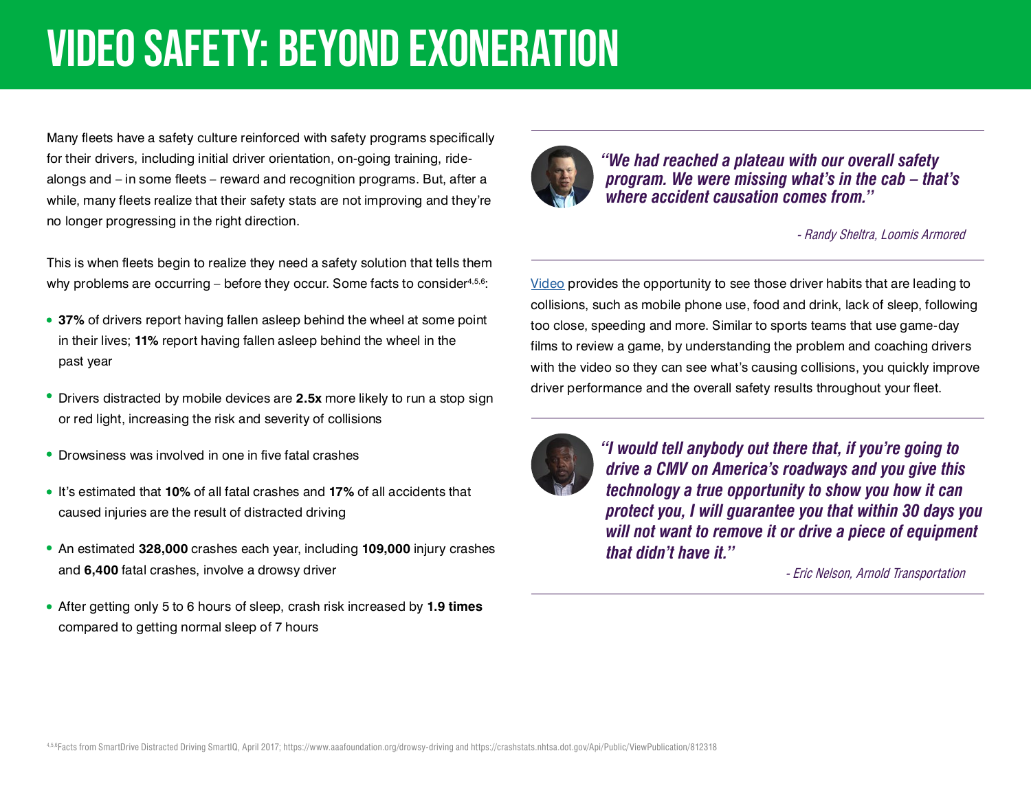# VIDEO SAFETY: BEYOND EXONERATION

Many fleets have a safety culture reinforced with safety programs specifically for their drivers, including initial driver orientation, on-going training, ride-alongs and – in some fleets – reward and recognition programs. But, after a while, many fleets realize that their safety stats are not improving and they're no longer progressing in the right direction.

This is when fleets begin to realize they need a safety solution that tells them why problems are occurring – before they occur. Some facts to consider[4,5,6]:

- **37%** of drivers report having fallen asleep behind the wheel at some point in their lives; **11%** report having fallen asleep behind the wheel in the past year
- Drivers distracted by mobile devices are **2.5x** more likely to run a stop sign or red light, increasing the risk and severity of collisions
- Drowsiness was involved in one in five fatal crashes
- It's estimated that **10%** of all fatal crashes and **17%** of all accidents that caused injuries are the result of distracted driving
- An estimated **328,000** crashes each year, including **109,000** injury crashes and **6,400** fatal crashes, involve a drowsy driver
- After getting only 5 to 6 hours of sleep, crash risk increased by **1.9 times** compared to getting normal sleep of 7 hours

***"We had reached a plateau with our overall safety program. We were missing what's in the cab – that's where accident causation comes from."***

*- Randy Sheltra, Loomis Armored*

Video provides the opportunity to see those driver habits that are leading to collisions, such as mobile phone use, food and drink, lack of sleep, following too close, speeding and more. Similar to sports teams that use game-day films to review a game, by understanding the problem and coaching drivers with the video so they can see what's causing collisions, you quickly improve driver performance and the overall safety results throughout your fleet.

***"I would tell anybody out there that, if you're going to drive a CMV on America's roadways and you give this technology a true opportunity to show you how it can protect you, I will guarantee you that within 30 days you will not want to remove it or drive a piece of equipment that didn't have it."***

*- Eric Nelson, Arnold Transportation*

[4,5,6]Facts from SmartDrive Distracted Driving SmartIQ, April 2017; https://www.aaafoundation.org/drowsy-driving and https://crashstats.nhtsa.dot.gov/Api/Public/ViewPublication/812318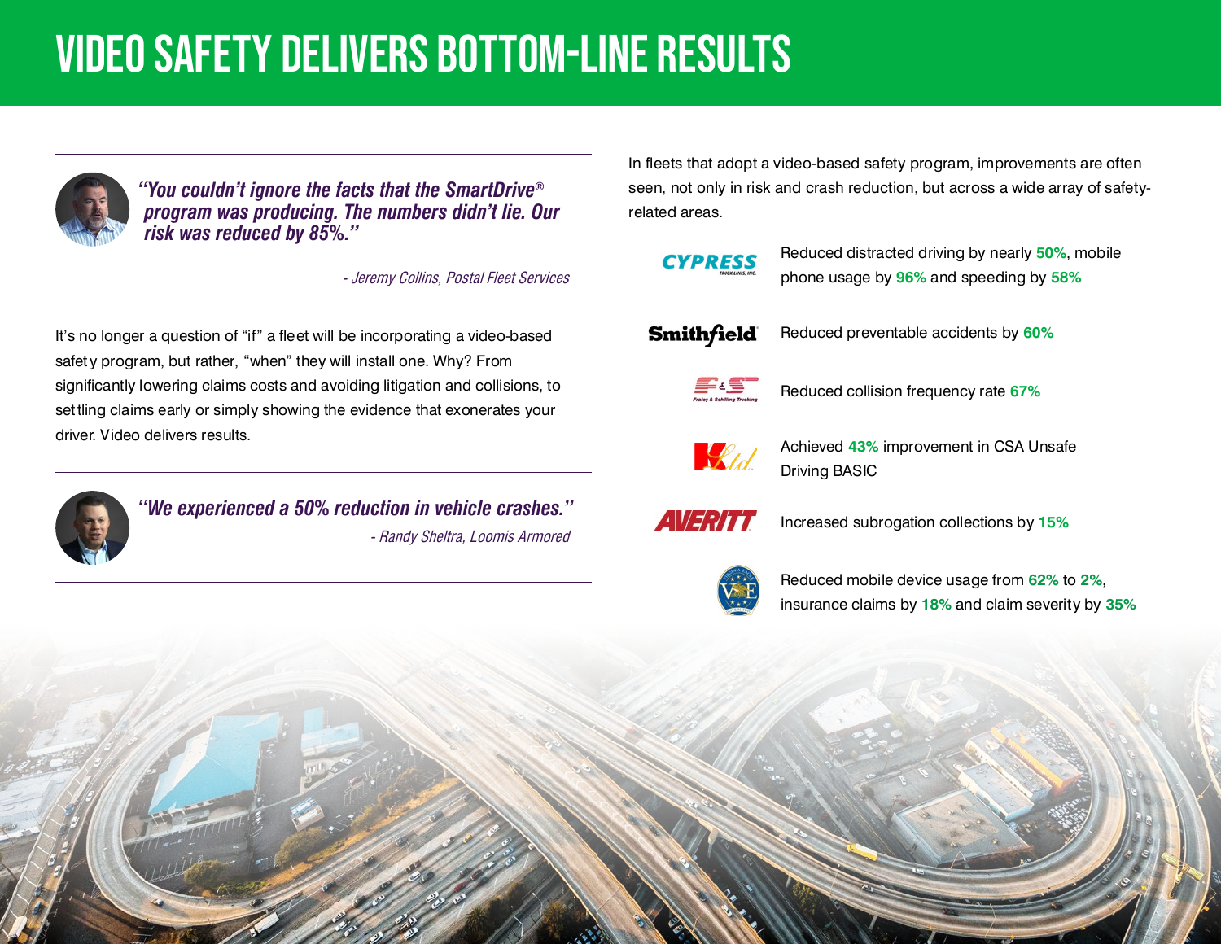# VIDEO SAFETY DELIVERS BOTTOM-LINE RESULTS

*"You couldn't ignore the facts that the SmartDrive® program was producing. The numbers didn't lie. Our risk was reduced by 85%."*

*- Jeremy Collins, Postal Fleet Services*

It's no longer a question of "if" a fleet will be incorporating a video-based safety program, but rather, "when" they will install one. Why? From significantly lowering claims costs and avoiding litigation and collisions, to settling claims early or simply showing the evidence that exonerates your driver. Video delivers results.

*"We experienced a 50% reduction in vehicle crashes."*

*- Randy Sheltra, Loomis Armored*

In fleets that adopt a video-based safety program, improvements are often seen, not only in risk and crash reduction, but across a wide array of safety-related areas.

| | |
|---|---|
| Cypress Truck Lines, Inc. | Reduced distracted driving by nearly **50%**, mobile phone usage by **96%** and speeding by **58%** |
| Smithfield | Reduced preventable accidents by **60%** |
| Fraley & Schilling Trucking | Reduced collision frequency rate **67%** |
| K Ltd. | Achieved **43%** improvement in CSA Unsafe Driving BASIC |
| Averitt | Increased subrogation collections by **15%** |
| Virginia Eagle Distributing | Reduced mobile device usage from **62%** to **2%**, insurance claims by **18%** and claim severity by **35%** |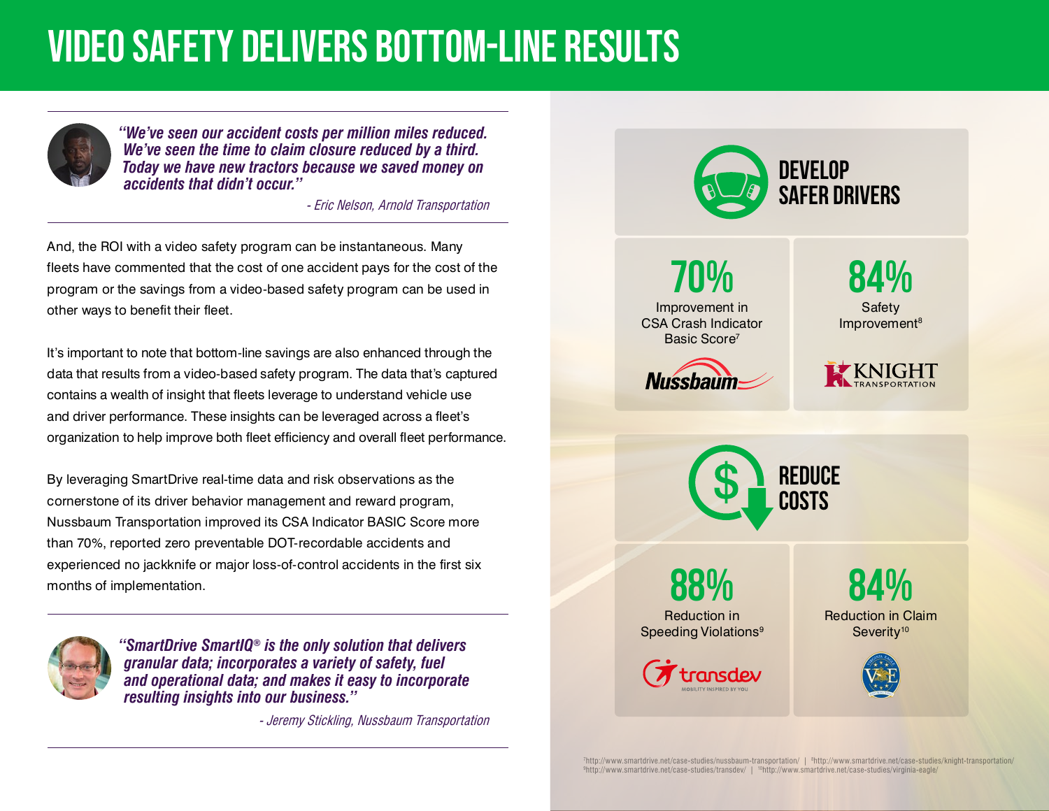# VIDEO SAFETY DELIVERS BOTTOM-LINE RESULTS

> ***"We've seen our accident costs per million miles reduced. We've seen the time to claim closure reduced by a third. Today we have new tractors because we saved money on accidents that didn't occur."***
>
> *- Eric Nelson, Arnold Transportation*

And, the ROI with a video safety program can be instantaneous. Many fleets have commented that the cost of one accident pays for the cost of the program or the savings from a video-based safety program can be used in other ways to benefit their fleet.

It's important to note that bottom-line savings are also enhanced through the data that results from a video-based safety program. The data that's captured contains a wealth of insight that fleets leverage to understand vehicle use and driver performance. These insights can be leveraged across a fleet's organization to help improve both fleet efficiency and overall fleet performance.

By leveraging SmartDrive real-time data and risk observations as the cornerstone of its driver behavior management and reward program, Nussbaum Transportation improved its CSA Indicator BASIC Score more than 70%, reported zero preventable DOT-recordable accidents and experienced no jackknife or major loss-of-control accidents in the first six months of implementation.

> ***"SmartDrive SmartIQ® is the only solution that delivers granular data; incorporates a variety of safety, fuel and operational data; and makes it easy to incorporate resulting insights into our business."***
>
> *- Jeremy Stickling, Nussbaum Transportation*

## DEVELOP SAFER DRIVERS

**70%**
Improvement in CSA Crash Indicator Basic Score[7]
Nussbaum

**84%**
Safety Improvement[8]
Knight Transportation

## REDUCE COSTS

**88%**
Reduction in Speeding Violations[9]
transdev

**84%**
Reduction in Claim Severity[10]
Virginia Eagle

[7]http://www.smartdrive.net/case-studies/nussbaum-transportation/ | [8]http://www.smartdrive.net/case-studies/knight-transportation/
[9]http://www.smartdrive.net/case-studies/transdev/ | [10]http://www.smartdrive.net/case-studies/virginia-eagle/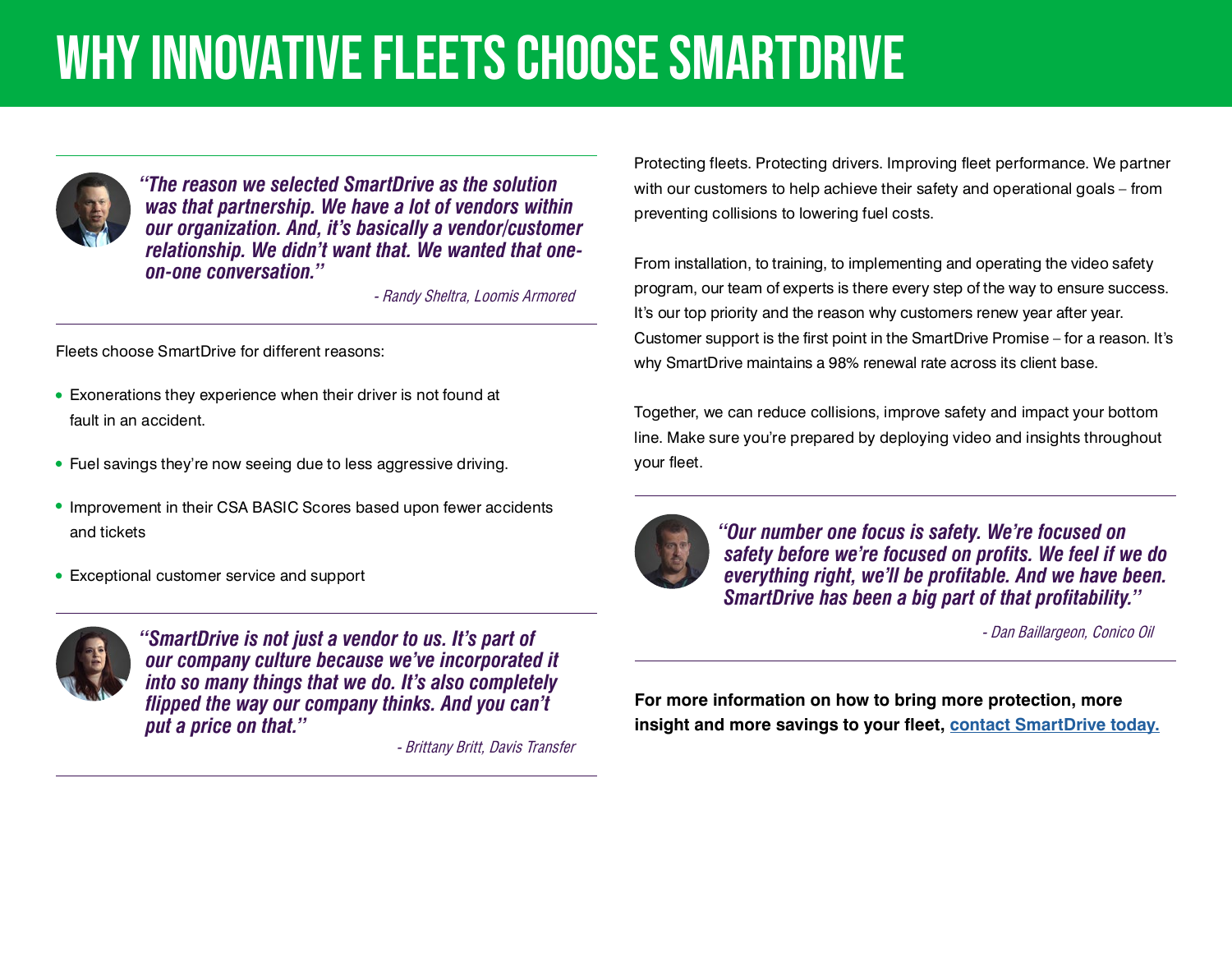# WHY INNOVATIVE FLEETS CHOOSE SMARTDRIVE

*"The reason we selected SmartDrive as the solution was that partnership. We have a lot of vendors within our organization. And, it's basically a vendor/customer relationship. We didn't want that. We wanted that one-on-one conversation."*

*- Randy Sheltra, Loomis Armored*

Fleets choose SmartDrive for different reasons:

- Exonerations they experience when their driver is not found at fault in an accident.
- Fuel savings they're now seeing due to less aggressive driving.
- Improvement in their CSA BASIC Scores based upon fewer accidents and tickets
- Exceptional customer service and support

*"SmartDrive is not just a vendor to us. It's part of our company culture because we've incorporated it into so many things that we do. It's also completely flipped the way our company thinks. And you can't put a price on that."*

*- Brittany Britt, Davis Transfer*

Protecting fleets. Protecting drivers. Improving fleet performance. We partner with our customers to help achieve their safety and operational goals – from preventing collisions to lowering fuel costs.

From installation, to training, to implementing and operating the video safety program, our team of experts is there every step of the way to ensure success. It's our top priority and the reason why customers renew year after year. Customer support is the first point in the SmartDrive Promise – for a reason. It's why SmartDrive maintains a 98% renewal rate across its client base.

Together, we can reduce collisions, improve safety and impact your bottom line. Make sure you're prepared by deploying video and insights throughout your fleet.

*"Our number one focus is safety. We're focused on safety before we're focused on profits. We feel if we do everything right, we'll be profitable. And we have been. SmartDrive has been a big part of that profitability."*

*- Dan Baillargeon, Conico Oil*

**For more information on how to bring more protection, more insight and more savings to your fleet, contact SmartDrive today.**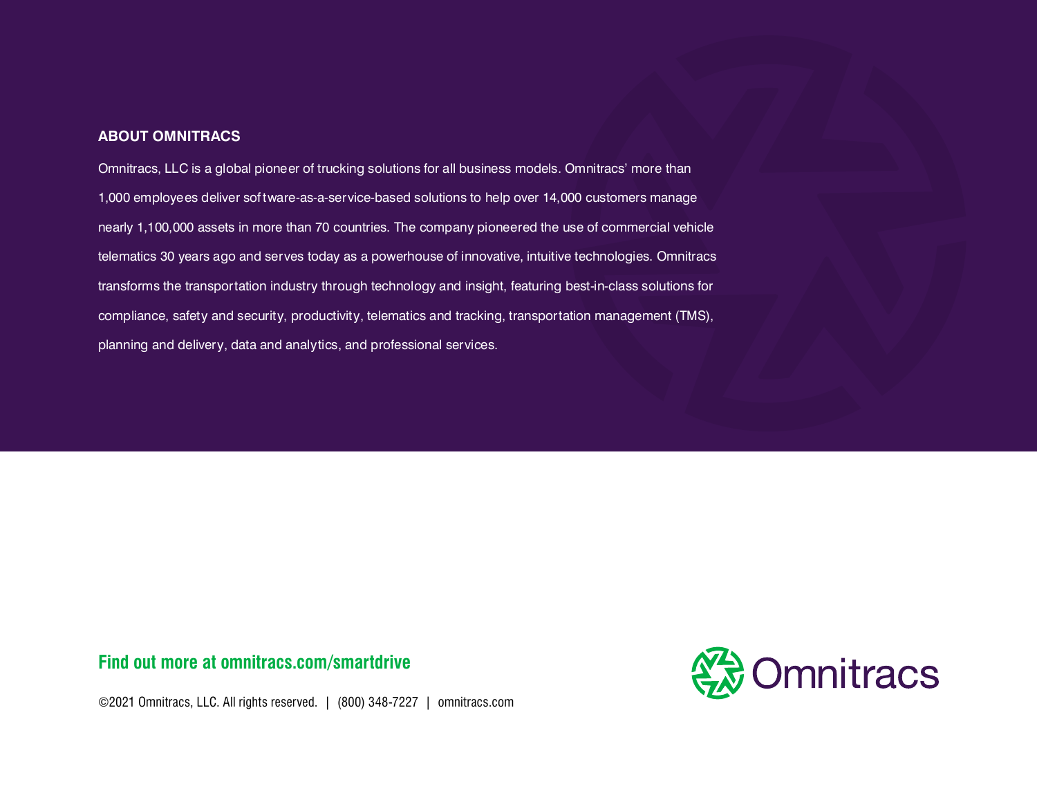## ABOUT OMNITRACS

Omnitracs, LLC is a global pioneer of trucking solutions for all business models. Omnitracs' more than 1,000 employees deliver software-as-a-service-based solutions to help over 14,000 customers manage nearly 1,100,000 assets in more than 70 countries. The company pioneered the use of commercial vehicle telematics 30 years ago and serves today as a powerhouse of innovative, intuitive technologies. Omnitracs transforms the transportation industry through technology and insight, featuring best-in-class solutions for compliance, safety and security, productivity, telematics and tracking, transportation management (TMS), planning and delivery, data and analytics, and professional services.

**Find out more at omnitracs.com/smartdrive**

©2021 Omnitracs, LLC. All rights reserved. | (800) 348-7227 | omnitracs.com

Omnitracs